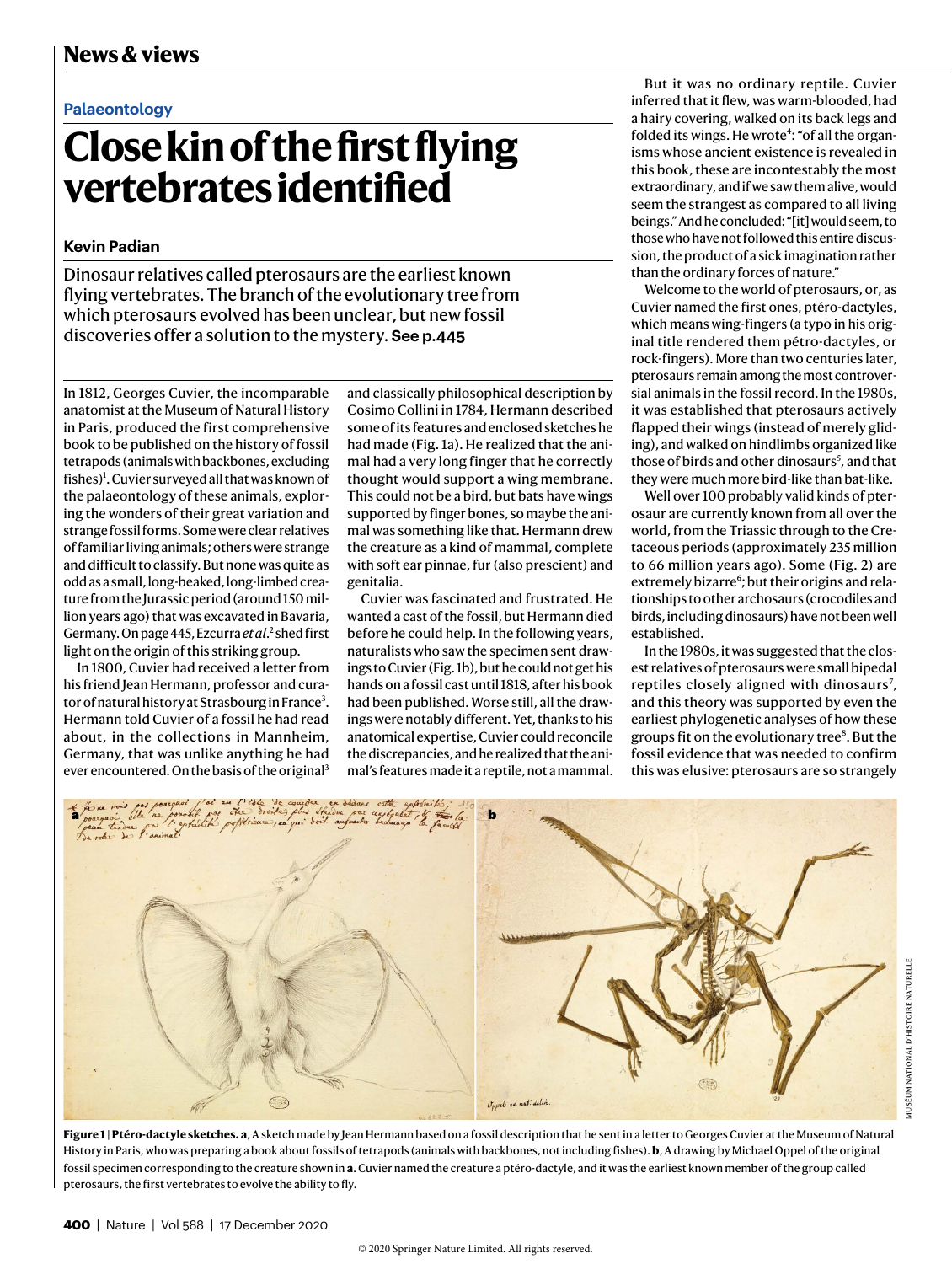**Palaeontology**

# Close kin of the first flying vertebrates identified

**Kevin Padian**

Dinosaur relatives called pterosaurs are the earliest known flying vertebrates. The branch of the evolutionary tree from which pterosaurs evolved has been unclear, but new fossil discoveries offer a solution to the mystery. **See p.445**

In 1812, Georges Cuvier, the incomparable anatomist at the Museum of Natural History in Paris, produced the first comprehensive book to be published on the history of fossil tetrapods (animals with backbones, excluding fishes)[1]. Cuvier surveyed all that was known of the palaeontology of these animals, exploring the wonders of their great variation and strange fossil forms. Some were clear relatives of familiar living animals; others were strange and difficult to classify. But none was quite as odd as a small, long-beaked, long-limbed creature from the Jurassic period (around 150 million years ago) that was excavated in Bavaria, Germany. On page 445, Ezcurra *et al.*[2] shed first light on the origin of this striking group.

In 1800, Cuvier had received a letter from his friend Jean Hermann, professor and curator of natural history at Strasbourg in France[3]. Hermann told Cuvier of a fossil he had read about, in the collections in Mannheim, Germany, that was unlike anything he had ever encountered. On the basis of the original[3] and classically philosophical description by Cosimo Collini in 1784, Hermann described some of its features and enclosed sketches he had made (Fig. 1a). He realized that the animal had a very long finger that he correctly thought would support a wing membrane. This could not be a bird, but bats have wings supported by finger bones, so maybe the animal was something like that. Hermann drew the creature as a kind of mammal, complete with soft ear pinnae, fur (also prescient) and genitalia.

Cuvier was fascinated and frustrated. He wanted a cast of the fossil, but Hermann died before he could help. In the following years, naturalists who saw the specimen sent drawings to Cuvier (Fig. 1b), but he could not get his hands on a fossil cast until 1818, after his book had been published. Worse still, all the drawings were notably different. Yet, thanks to his anatomical expertise, Cuvier could reconcile the discrepancies, and he realized that the animal's features made it a reptile, not a mammal.

But it was no ordinary reptile. Cuvier inferred that it flew, was warm-blooded, had a hairy covering, walked on its back legs and folded its wings. He wrote[4]: "of all the organisms whose ancient existence is revealed in this book, these are incontestably the most extraordinary, and if we saw them alive, would seem the strangest as compared to all living beings." And he concluded: "[it] would seem, to those who have not followed this entire discussion, the product of a sick imagination rather than the ordinary forces of nature."

Welcome to the world of pterosaurs, or, as Cuvier named the first ones, ptéro-dactyles, which means wing-fingers (a typo in his original title rendered them pétro-dactyles, or rock-fingers). More than two centuries later, pterosaurs remain among the most controversial animals in the fossil record. In the 1980s, it was established that pterosaurs actively flapped their wings (instead of merely gliding), and walked on hindlimbs organized like those of birds and other dinosaurs[5], and that they were much more bird-like than bat-like.

Well over 100 probably valid kinds of pterosaur are currently known from all over the world, from the Triassic through to the Cretaceous periods (approximately 235 million to 66 million years ago). Some (Fig. 2) are extremely bizarre[6]; but their origins and relationships to other archosaurs (crocodiles and birds, including dinosaurs) have not been well established.

In the 1980s, it was suggested that the closest relatives of pterosaurs were small bipedal reptiles closely aligned with dinosaurs[7], and this theory was supported by even the earliest phylogenetic analyses of how these groups fit on the evolutionary tree[8]. But the fossil evidence that was needed to confirm this was elusive: pterosaurs are so strangely

**Figure 1 | Ptéro-dactyle sketches. a**, A sketch made by Jean Hermann based on a fossil description that he sent in a letter to Georges Cuvier at the Museum of Natural History in Paris, who was preparing a book about fossils of tetrapods (animals with backbones, not including fishes). **b**, A drawing by Michael Oppel of the original fossil specimen corresponding to the creature shown in **a**. Cuvier named the creature a ptéro-dactyle, and it was the earliest known member of the group called pterosaurs, the first vertebrates to evolve the ability to fly.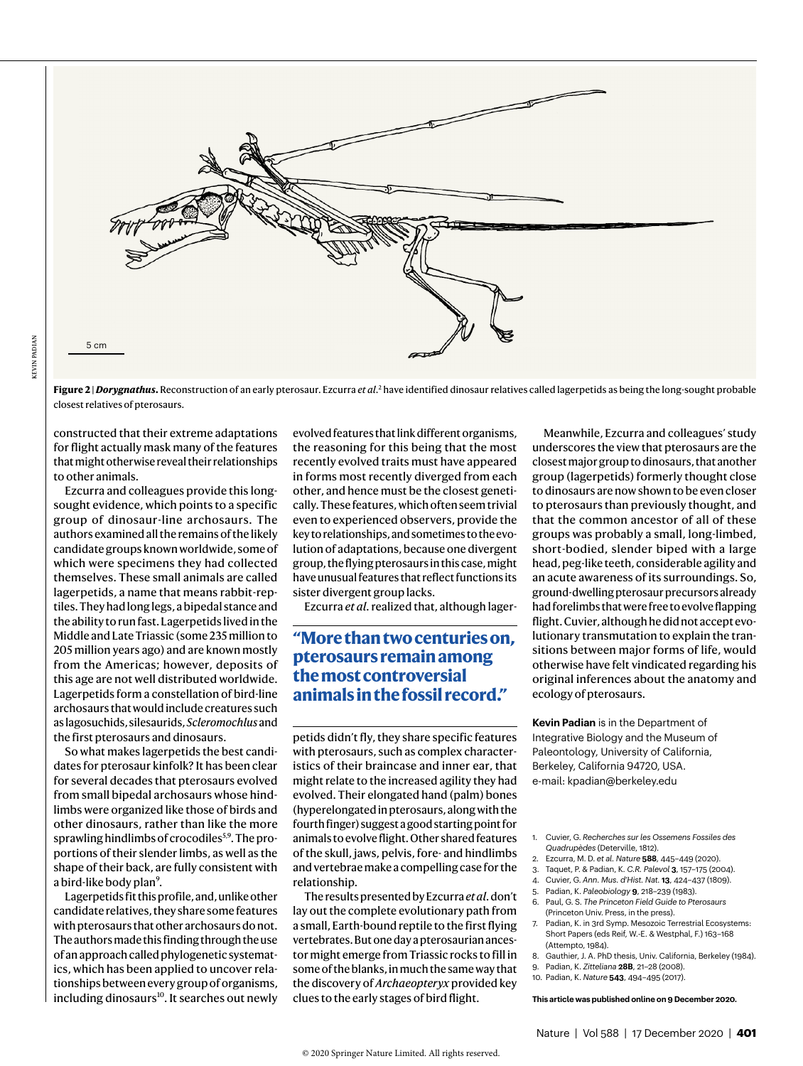5 cm

**Figure 2 | *Dorygnathus*.** Reconstruction of an early pterosaur. Ezcurra *et al.*[2] have identified dinosaur relatives called lagerpetids as being the long-sought probable closest relatives of pterosaurs.

constructed that their extreme adaptations for flight actually mask many of the features that might otherwise reveal their relationships to other animals.

Ezcurra and colleagues provide this long-sought evidence, which points to a specific group of dinosaur-line archosaurs. The authors examined all the remains of the likely candidate groups known worldwide, some of which were specimens they had collected themselves. These small animals are called lagerpetids, a name that means rabbit-reptiles. They had long legs, a bipedal stance and the ability to run fast. Lagerpetids lived in the Middle and Late Triassic (some 235 million to 205 million years ago) and are known mostly from the Americas; however, deposits of this age are not well distributed worldwide. Lagerpetids form a constellation of bird-line archosaurs that would include creatures such as lagosuchids, silesaurids, *Scleromochlus* and the first pterosaurs and dinosaurs.

So what makes lagerpetids the best candidates for pterosaur kinfolk? It has been clear for several decades that pterosaurs evolved from small bipedal archosaurs whose hindlimbs were organized like those of birds and other dinosaurs, rather than like the more sprawling hindlimbs of crocodiles[5,9]. The proportions of their slender limbs, as well as the shape of their back, are fully consistent with a bird-like body plan[9].

Lagerpetids fit this profile, and, unlike other candidate relatives, they share some features with pterosaurs that other archosaurs do not. The authors made this finding through the use of an approach called phylogenetic systematics, which has been applied to uncover relationships between every group of organisms, including dinosaurs[10]. It searches out newly evolved features that link different organisms, the reasoning for this being that the most recently evolved traits must have appeared in forms most recently diverged from each other, and hence must be the closest genetically. These features, which often seem trivial even to experienced observers, provide the key to relationships, and sometimes to the evolution of adaptations, because one divergent group, the flying pterosaurs in this case, might have unusual features that reflect functions its sister divergent group lacks.

Ezcurra *et al.* realized that, although lagerpetids didn't fly, they share specific features with pterosaurs, such as complex characteristics of their braincase and inner ear, that might relate to the increased agility they had evolved. Their elongated hand (palm) bones (hyperelongated in pterosaurs, along with the fourth finger) suggest a good starting point for animals to evolve flight. Other shared features of the skull, jaws, pelvis, fore- and hindlimbs and vertebrae make a compelling case for the relationship.

**"More than two centuries on, pterosaurs remain among the most controversial animals in the fossil record."**

The results presented by Ezcurra *et al.* don't lay out the complete evolutionary path from a small, Earth-bound reptile to the first flying vertebrates. But one day a pterosaurian ancestor might emerge from Triassic rocks to fill in some of the blanks, in much the same way that the discovery of *Archaeopteryx* provided key clues to the early stages of bird flight.

Meanwhile, Ezcurra and colleagues' study underscores the view that pterosaurs are the closest major group to dinosaurs, that another group (lagerpetids) formerly thought close to dinosaurs are now shown to be even closer to pterosaurs than previously thought, and that the common ancestor of all of these groups was probably a small, long-limbed, short-bodied, slender biped with a large head, peg-like teeth, considerable agility and an acute awareness of its surroundings. So, ground-dwelling pterosaur precursors already had forelimbs that were free to evolve flapping flight. Cuvier, although he did not accept evolutionary transmutation to explain the transitions between major forms of life, would otherwise have felt vindicated regarding his original inferences about the anatomy and ecology of pterosaurs.

**Kevin Padian** is in the Department of Integrative Biology and the Museum of Paleontology, University of California, Berkeley, California 94720, USA.
e-mail: kpadian@berkeley.edu

1. Cuvier, G. *Recherches sur les Ossemens Fossiles des Quadrupèdes* (Deterville, 1812).
2. Ezcurra, M. D. *et al. Nature* **588**, 445–449 (2020).
3. Taquet, P. & Padian, K. *C.R. Palevol* **3**, 157–175 (2004).
4. Cuvier, G. *Ann. Mus. d'Hist. Nat.* **13**, 424–437 (1809).
5. Padian, K. *Paleobiology* **9**, 218–239 (1983).
6. Paul, G. S. *The Princeton Field Guide to Pterosaurs* (Princeton Univ. Press, in the press).
7. Padian, K. in 3rd Symp. Mesozoic Terrestrial Ecosystems: Short Papers (eds Reif, W.-E. & Westphal, F.) 163–168 (Attempto, 1984).
8. Gauthier, J. A. PhD thesis, Univ. California, Berkeley (1984).
9. Padian, K. *Zitteliana* **28B**, 21–28 (2008).
10. Padian, K. *Nature* **543**, 494–495 (2017).

**This article was published online on 9 December 2020.**